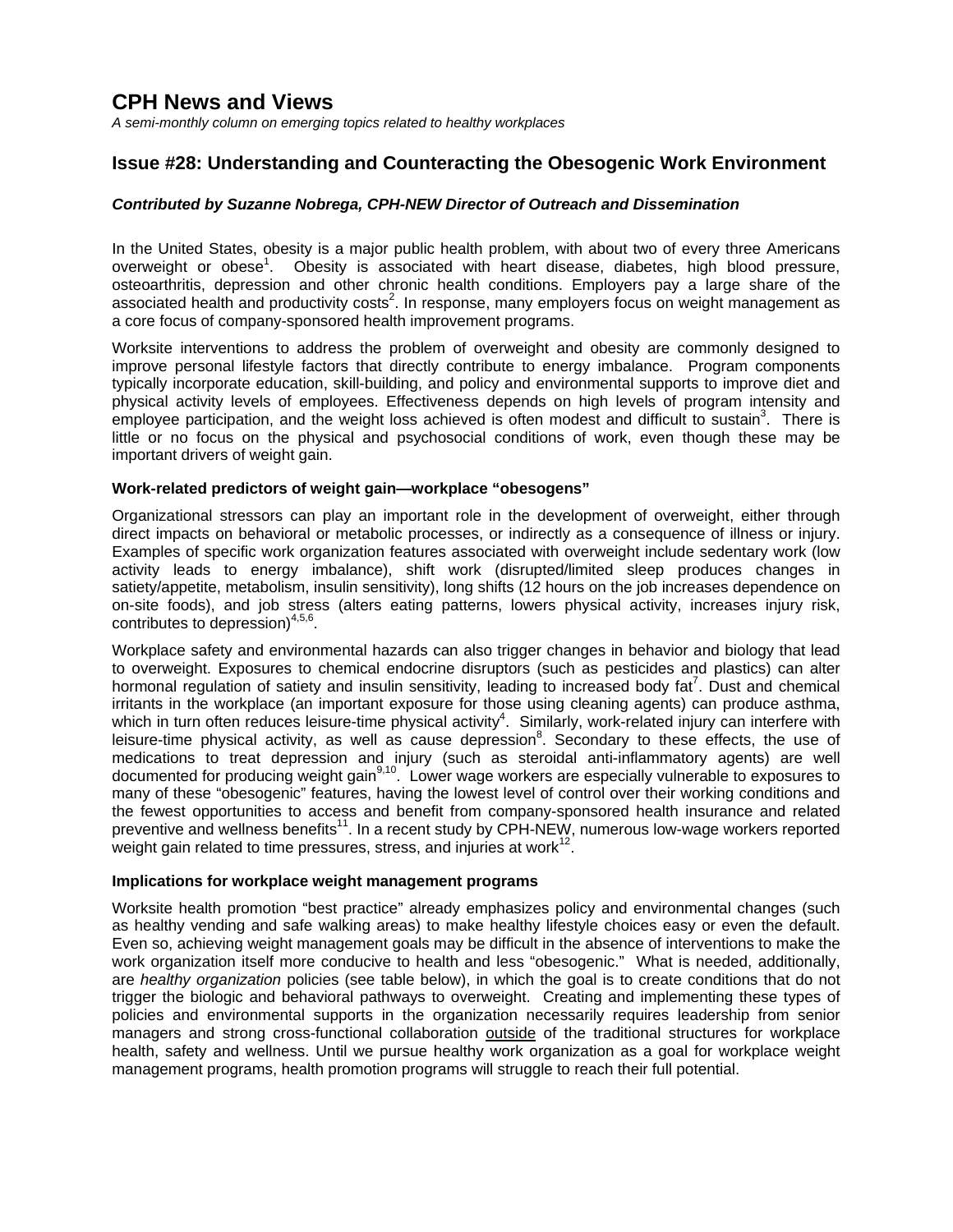# CPH News and Views

*A semi-monthly column on emerging topics related to healthy workplaces*

## Issue #28: Understanding and Counteracting the Obesogenic Work Environment

***Contributed by Suzanne Nobrega, CPH-NEW Director of Outreach and Dissemination***

In the United States, obesity is a major public health problem, with about two of every three Americans overweight or obese[1]. Obesity is associated with heart disease, diabetes, high blood pressure, osteoarthritis, depression and other chronic health conditions. Employers pay a large share of the associated health and productivity costs[2]. In response, many employers focus on weight management as a core focus of company-sponsored health improvement programs.

Worksite interventions to address the problem of overweight and obesity are commonly designed to improve personal lifestyle factors that directly contribute to energy imbalance. Program components typically incorporate education, skill-building, and policy and environmental supports to improve diet and physical activity levels of employees. Effectiveness depends on high levels of program intensity and employee participation, and the weight loss achieved is often modest and difficult to sustain[3]. There is little or no focus on the physical and psychosocial conditions of work, even though these may be important drivers of weight gain.

### Work-related predictors of weight gain—workplace "obesogens"

Organizational stressors can play an important role in the development of overweight, either through direct impacts on behavioral or metabolic processes, or indirectly as a consequence of illness or injury. Examples of specific work organization features associated with overweight include sedentary work (low activity leads to energy imbalance), shift work (disrupted/limited sleep produces changes in satiety/appetite, metabolism, insulin sensitivity), long shifts (12 hours on the job increases dependence on on-site foods), and job stress (alters eating patterns, lowers physical activity, increases injury risk, contributes to depression)[4,5,6].

Workplace safety and environmental hazards can also trigger changes in behavior and biology that lead to overweight. Exposures to chemical endocrine disruptors (such as pesticides and plastics) can alter hormonal regulation of satiety and insulin sensitivity, leading to increased body fat[7]. Dust and chemical irritants in the workplace (an important exposure for those using cleaning agents) can produce asthma, which in turn often reduces leisure-time physical activity[4]. Similarly, work-related injury can interfere with leisure-time physical activity, as well as cause depression[8]. Secondary to these effects, the use of medications to treat depression and injury (such as steroidal anti-inflammatory agents) are well documented for producing weight gain[9,10]. Lower wage workers are especially vulnerable to exposures to many of these "obesogenic" features, having the lowest level of control over their working conditions and the fewest opportunities to access and benefit from company-sponsored health insurance and related preventive and wellness benefits[11]. In a recent study by CPH-NEW, numerous low-wage workers reported weight gain related to time pressures, stress, and injuries at work[12].

### Implications for workplace weight management programs

Worksite health promotion "best practice" already emphasizes policy and environmental changes (such as healthy vending and safe walking areas) to make healthy lifestyle choices easy or even the default. Even so, achieving weight management goals may be difficult in the absence of interventions to make the work organization itself more conducive to health and less "obesogenic." What is needed, additionally, are *healthy organization* policies (see table below), in which the goal is to create conditions that do not trigger the biologic and behavioral pathways to overweight. Creating and implementing these types of policies and environmental supports in the organization necessarily requires leadership from senior managers and strong cross-functional collaboration outside of the traditional structures for workplace health, safety and wellness. Until we pursue healthy work organization as a goal for workplace weight management programs, health promotion programs will struggle to reach their full potential.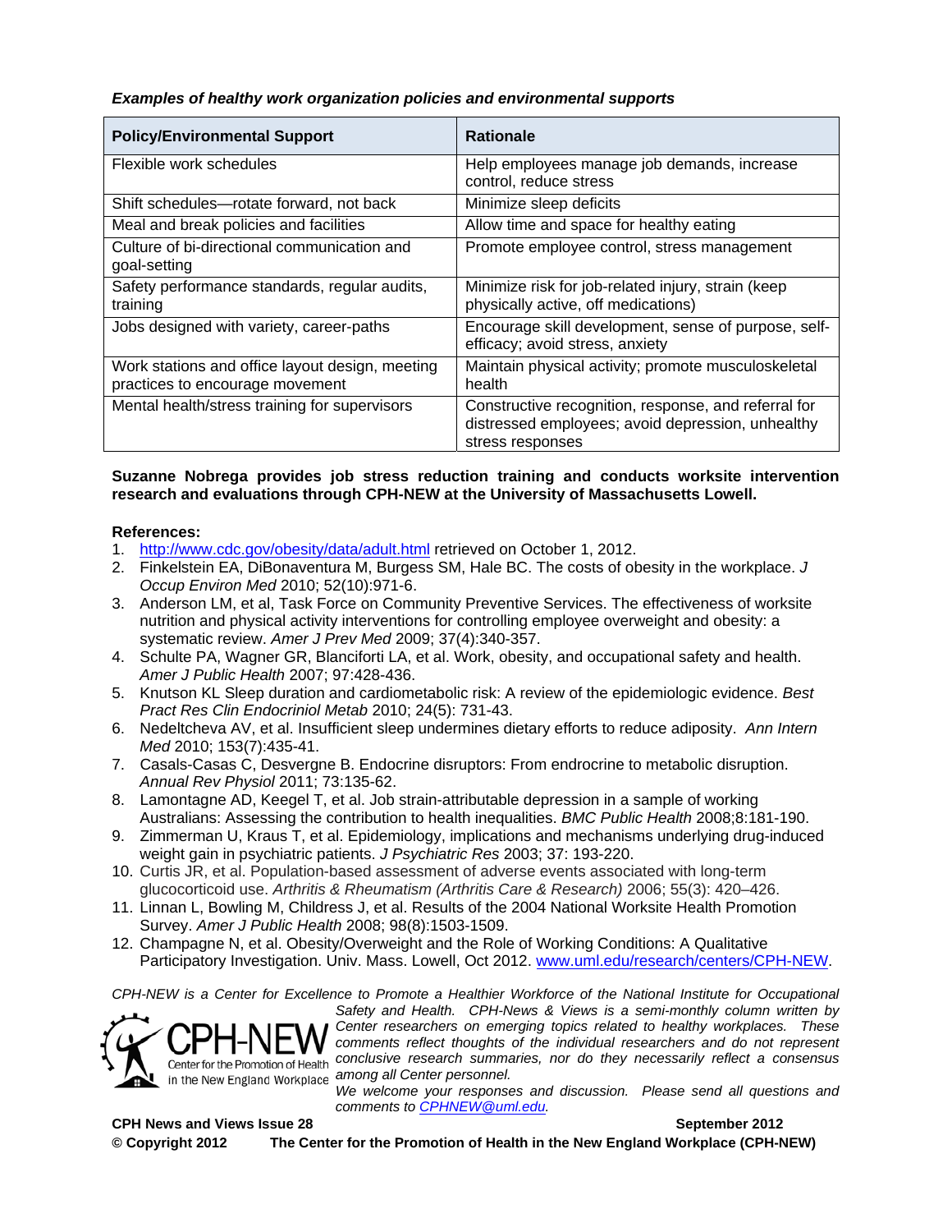***Examples of healthy work organization policies and environmental supports***

| Policy/Environmental Support | Rationale |
|---|---|
| Flexible work schedules | Help employees manage job demands, increase control, reduce stress |
| Shift schedules—rotate forward, not back | Minimize sleep deficits |
| Meal and break policies and facilities | Allow time and space for healthy eating |
| Culture of bi-directional communication and goal-setting | Promote employee control, stress management |
| Safety performance standards, regular audits, training | Minimize risk for job-related injury, strain (keep physically active, off medications) |
| Jobs designed with variety, career-paths | Encourage skill development, sense of purpose, self-efficacy; avoid stress, anxiety |
| Work stations and office layout design, meeting practices to encourage movement | Maintain physical activity; promote musculoskeletal health |
| Mental health/stress training for supervisors | Constructive recognition, response, and referral for distressed employees; avoid depression, unhealthy stress responses |

**Suzanne Nobrega provides job stress reduction training and conducts worksite intervention research and evaluations through CPH-NEW at the University of Massachusetts Lowell.**

**References:**

1. http://www.cdc.gov/obesity/data/adult.html retrieved on October 1, 2012.
2. Finkelstein EA, DiBonaventura M, Burgess SM, Hale BC. The costs of obesity in the workplace. *J Occup Environ Med* 2010; 52(10):971-6.
3. Anderson LM, et al, Task Force on Community Preventive Services. The effectiveness of worksite nutrition and physical activity interventions for controlling employee overweight and obesity: a systematic review. *Amer J Prev Med* 2009; 37(4):340-357.
4. Schulte PA, Wagner GR, Blanciforti LA, et al. Work, obesity, and occupational safety and health. *Amer J Public Health* 2007; 97:428-436.
5. Knutson KL Sleep duration and cardiometabolic risk: A review of the epidemiologic evidence. *Best Pract Res Clin Endocriniol Metab* 2010; 24(5): 731-43.
6. Nedeltcheva AV, et al. Insufficient sleep undermines dietary efforts to reduce adiposity. *Ann Intern Med* 2010; 153(7):435-41.
7. Casals-Casas C, Desvergne B. Endocrine disruptors: From endrocrine to metabolic disruption. *Annual Rev Physiol* 2011; 73:135-62.
8. Lamontagne AD, Keegel T, et al. Job strain-attributable depression in a sample of working Australians: Assessing the contribution to health inequalities. *BMC Public Health* 2008;8:181-190.
9. Zimmerman U, Kraus T, et al. Epidemiology, implications and mechanisms underlying drug-induced weight gain in psychiatric patients. *J Psychiatric Res* 2003; 37: 193-220.
10. Curtis JR, et al. Population-based assessment of adverse events associated with long-term glucocorticoid use. *Arthritis & Rheumatism (Arthritis Care & Research)* 2006; 55(3): 420–426.
11. Linnan L, Bowling M, Childress J, et al. Results of the 2004 National Worksite Health Promotion Survey. *Amer J Public Health* 2008; 98(8):1503-1509.
12. Champagne N, et al. Obesity/Overweight and the Role of Working Conditions: A Qualitative Participatory Investigation. Univ. Mass. Lowell, Oct 2012. www.uml.edu/research/centers/CPH-NEW.

*CPH-NEW is a Center for Excellence to Promote a Healthier Workforce of the National Institute for Occupational Safety and Health. CPH-News & Views is a semi-monthly column written by Center researchers on emerging topics related to healthy workplaces. These comments reflect thoughts of the individual researchers and do not represent conclusive research summaries, nor do they necessarily reflect a consensus among all Center personnel.*

*We welcome your responses and discussion. Please send all questions and comments to CPHNEW@uml.edu.*

CPH-NEW
Center for the Promotion of Health in the New England Workplace

**CPH News and Views Issue 28** **September 2012**

**© Copyright 2012 The Center for the Promotion of Health in the New England Workplace (CPH-NEW)**